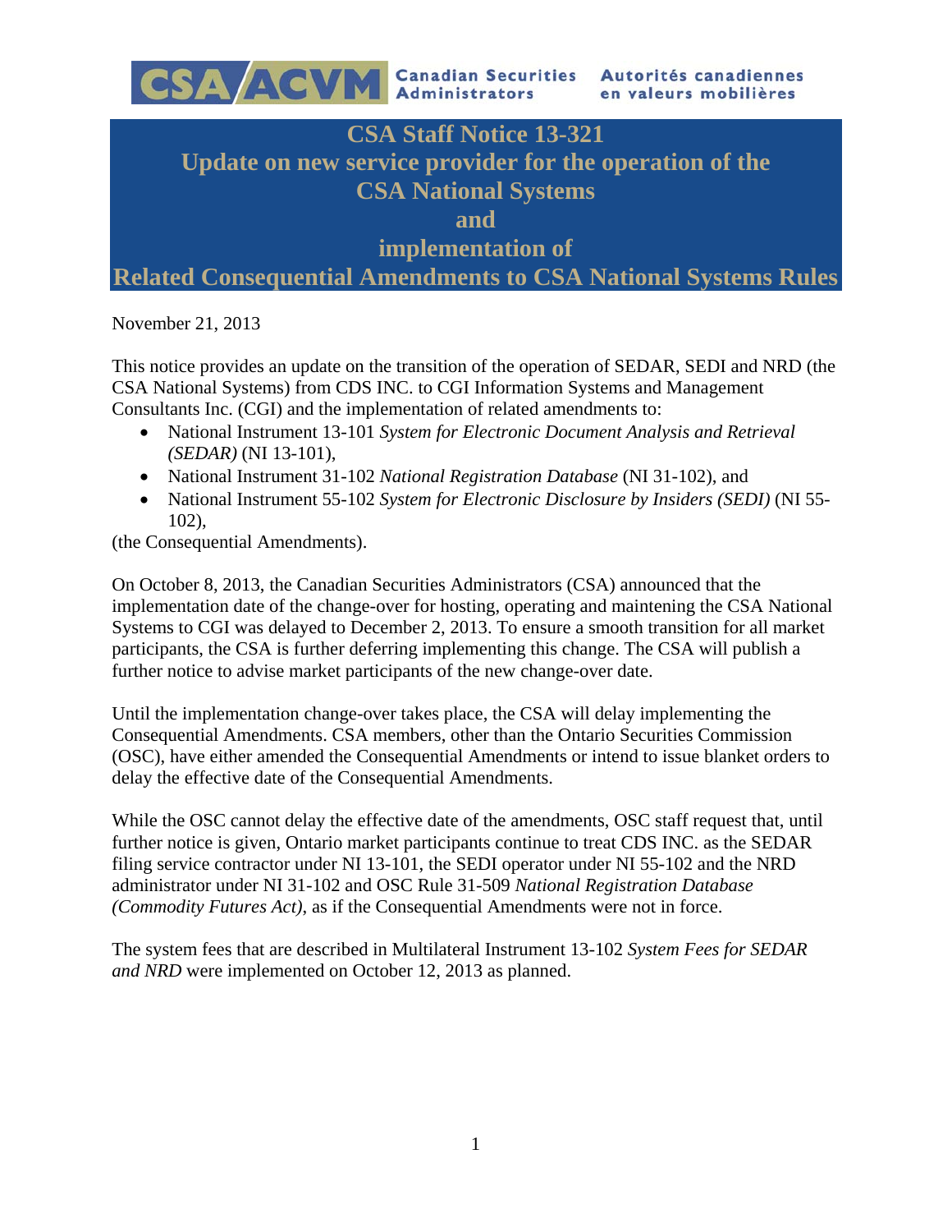Canadian Securities Administrators Autorités canadiennes en valeurs mobilières

# CSA Staff Notice 13-321 Update on new service provider for the operation of the CSA National Systems and implementation of Related Consequential Amendments to CSA National Systems Rules

November 21, 2013

This notice provides an update on the transition of the operation of SEDAR, SEDI and NRD (the CSA National Systems) from CDS INC. to CGI Information Systems and Management Consultants Inc. (CGI) and the implementation of related amendments to:

- National Instrument 13-101 *System for Electronic Document Analysis and Retrieval (SEDAR)* (NI 13-101),
- National Instrument 31-102 *National Registration Database* (NI 31-102), and
- National Instrument 55-102 *System for Electronic Disclosure by Insiders (SEDI)* (NI 55-102),

(the Consequential Amendments).

On October 8, 2013, the Canadian Securities Administrators (CSA) announced that the implementation date of the change-over for hosting, operating and maintening the CSA National Systems to CGI was delayed to December 2, 2013. To ensure a smooth transition for all market participants, the CSA is further deferring implementing this change. The CSA will publish a further notice to advise market participants of the new change-over date.

Until the implementation change-over takes place, the CSA will delay implementing the Consequential Amendments. CSA members, other than the Ontario Securities Commission (OSC), have either amended the Consequential Amendments or intend to issue blanket orders to delay the effective date of the Consequential Amendments.

While the OSC cannot delay the effective date of the amendments, OSC staff request that, until further notice is given, Ontario market participants continue to treat CDS INC. as the SEDAR filing service contractor under NI 13-101, the SEDI operator under NI 55-102 and the NRD administrator under NI 31-102 and OSC Rule 31-509 *National Registration Database (Commodity Futures Act)*, as if the Consequential Amendments were not in force.

The system fees that are described in Multilateral Instrument 13-102 *System Fees for SEDAR and NRD* were implemented on October 12, 2013 as planned.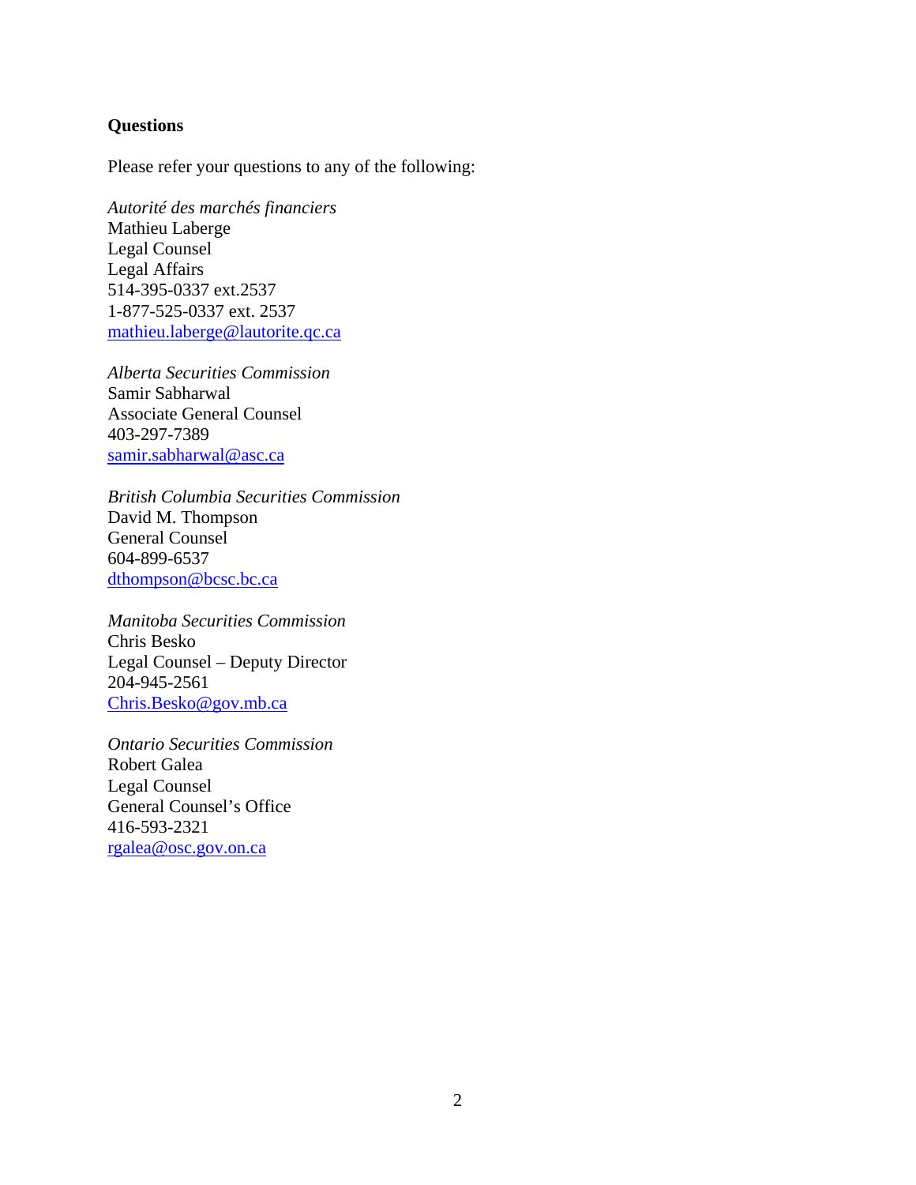**Questions**

Please refer your questions to any of the following:

*Autorité des marchés financiers*
Mathieu Laberge
Legal Counsel
Legal Affairs
514-395-0337 ext.2537
1-877-525-0337 ext. 2537
mathieu.laberge@lautorite.qc.ca

*Alberta Securities Commission*
Samir Sabharwal
Associate General Counsel
403-297-7389
samir.sabharwal@asc.ca

*British Columbia Securities Commission*
David M. Thompson
General Counsel
604-899-6537
dthompson@bcsc.bc.ca

*Manitoba Securities Commission*
Chris Besko
Legal Counsel – Deputy Director
204-945-2561
Chris.Besko@gov.mb.ca

*Ontario Securities Commission*
Robert Galea
Legal Counsel
General Counsel's Office
416-593-2321
rgalea@osc.gov.on.ca